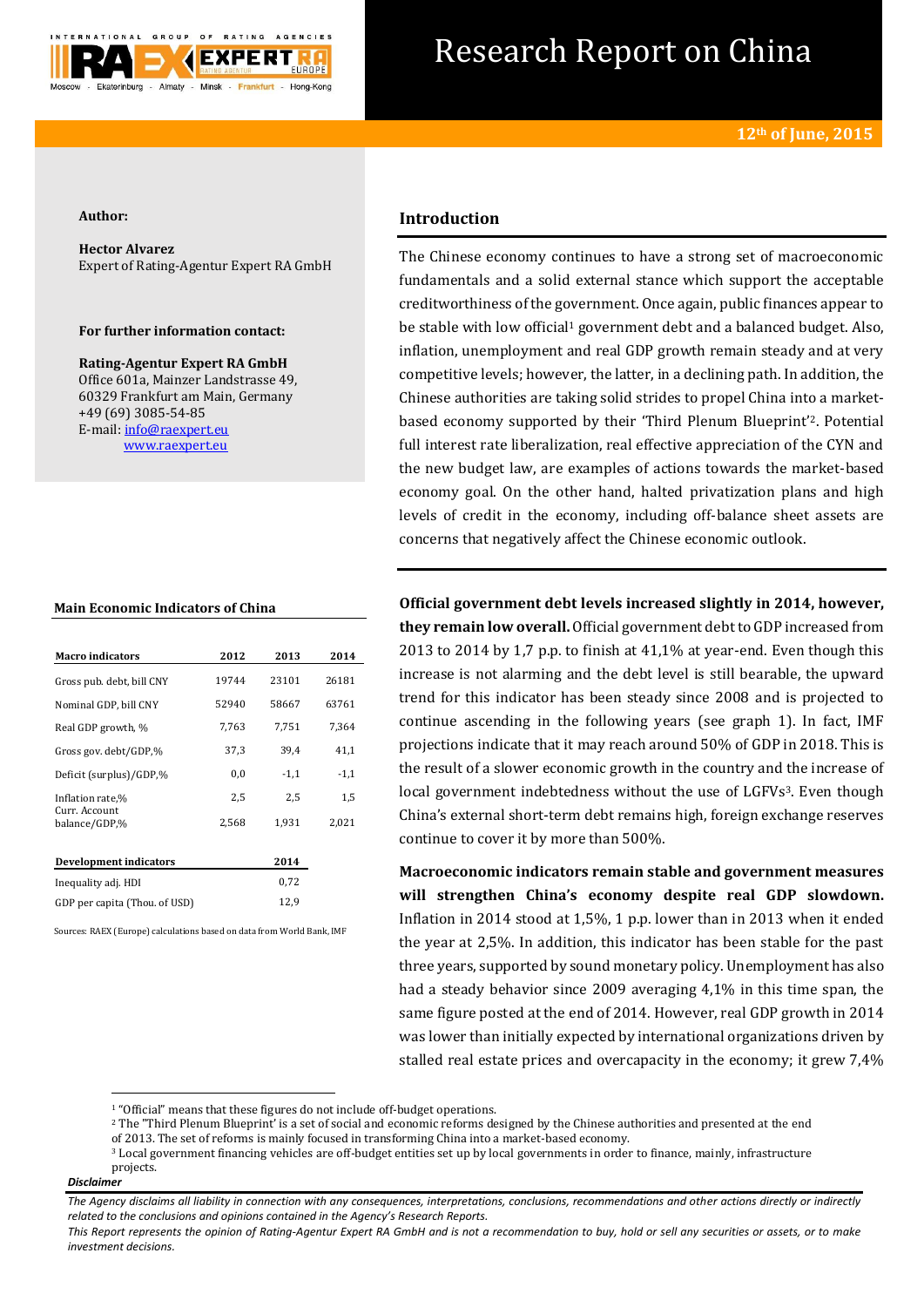# Research Report on China

**12th of June, 2015**

**Author:**

**Hector Alvarez**
Expert of Rating-Agentur Expert RA GmbH

**For further information contact:**

**Rating-Agentur Expert RA GmbH**
Office 601a, Mainzer Landstrasse 49,
60329 Frankfurt am Main, Germany
+49 (69) 3085-54-85
E-mail: info@raexpert.eu
www.raexpert.eu

## Introduction

The Chinese economy continues to have a strong set of macroeconomic fundamentals and a solid external stance which support the acceptable creditworthiness of the government. Once again, public finances appear to be stable with low official[1] government debt and a balanced budget. Also, inflation, unemployment and real GDP growth remain steady and at very competitive levels; however, the latter, in a declining path. In addition, the Chinese authorities are taking solid strides to propel China into a market-based economy supported by their 'Third Plenum Blueprint'[2]. Potential full interest rate liberalization, real effective appreciation of the CYN and the new budget law, are examples of actions towards the market-based economy goal. On the other hand, halted privatization plans and high levels of credit in the economy, including off-balance sheet assets are concerns that negatively affect the Chinese economic outlook.

**Main Economic Indicators of China**

| Macro indicators | 2012 | 2013 | 2014 |
|---|---|---|---|
| Gross pub. debt, bill CNY | 19744 | 23101 | 26181 |
| Nominal GDP, bill CNY | 52940 | 58667 | 63761 |
| Real GDP growth, % | 7,763 | 7,751 | 7,364 |
| Gross gov. debt/GDP,% | 37,3 | 39,4 | 41,1 |
| Deficit (surplus)/GDP,% | 0,0 | -1,1 | -1,1 |
| Inflation rate,% | 2,5 | 2,5 | 1,5 |
| Curr. Account balance/GDP,% | 2,568 | 1,931 | 2,021 |

| Development indicators | 2014 |
|---|---|
| Inequality adj. HDI | 0,72 |
| GDP per capita (Thou. of USD) | 12,9 |

Sources: RAEX (Europe) calculations based on data from World Bank, IMF

**Official government debt levels increased slightly in 2014, however, they remain low overall.** Official government debt to GDP increased from 2013 to 2014 by 1,7 p.p. to finish at 41,1% at year-end. Even though this increase is not alarming and the debt level is still bearable, the upward trend for this indicator has been steady since 2008 and is projected to continue ascending in the following years (see graph 1). In fact, IMF projections indicate that it may reach around 50% of GDP in 2018. This is the result of a slower economic growth in the country and the increase of local government indebtedness without the use of LGFVs[3]. Even though China's external short-term debt remains high, foreign exchange reserves continue to cover it by more than 500%.

**Macroeconomic indicators remain stable and government measures will strengthen China's economy despite real GDP slowdown.** Inflation in 2014 stood at 1,5%, 1 p.p. lower than in 2013 when it ended the year at 2,5%. In addition, this indicator has been stable for the past three years, supported by sound monetary policy. Unemployment has also had a steady behavior since 2009 averaging 4,1% in this time span, the same figure posted at the end of 2014. However, real GDP growth in 2014 was lower than initially expected by international organizations driven by stalled real estate prices and overcapacity in the economy; it grew 7,4%

[1] "Official" means that these figures do not include off-budget operations.
[2] The "Third Plenum Blueprint' is a set of social and economic reforms designed by the Chinese authorities and presented at the end of 2013. The set of reforms is mainly focused in transforming China into a market-based economy.
[3] Local government financing vehicles are off-budget entities set up by local governments in order to finance, mainly, infrastructure projects.

***Disclaimer***

*The Agency disclaims all liability in connection with any consequences, interpretations, conclusions, recommendations and other actions directly or indirectly related to the conclusions and opinions contained in the Agency's Research Reports.*
*This Report represents the opinion of Rating-Agentur Expert RA GmbH and is not a recommendation to buy, hold or sell any securities or assets, or to make investment decisions.*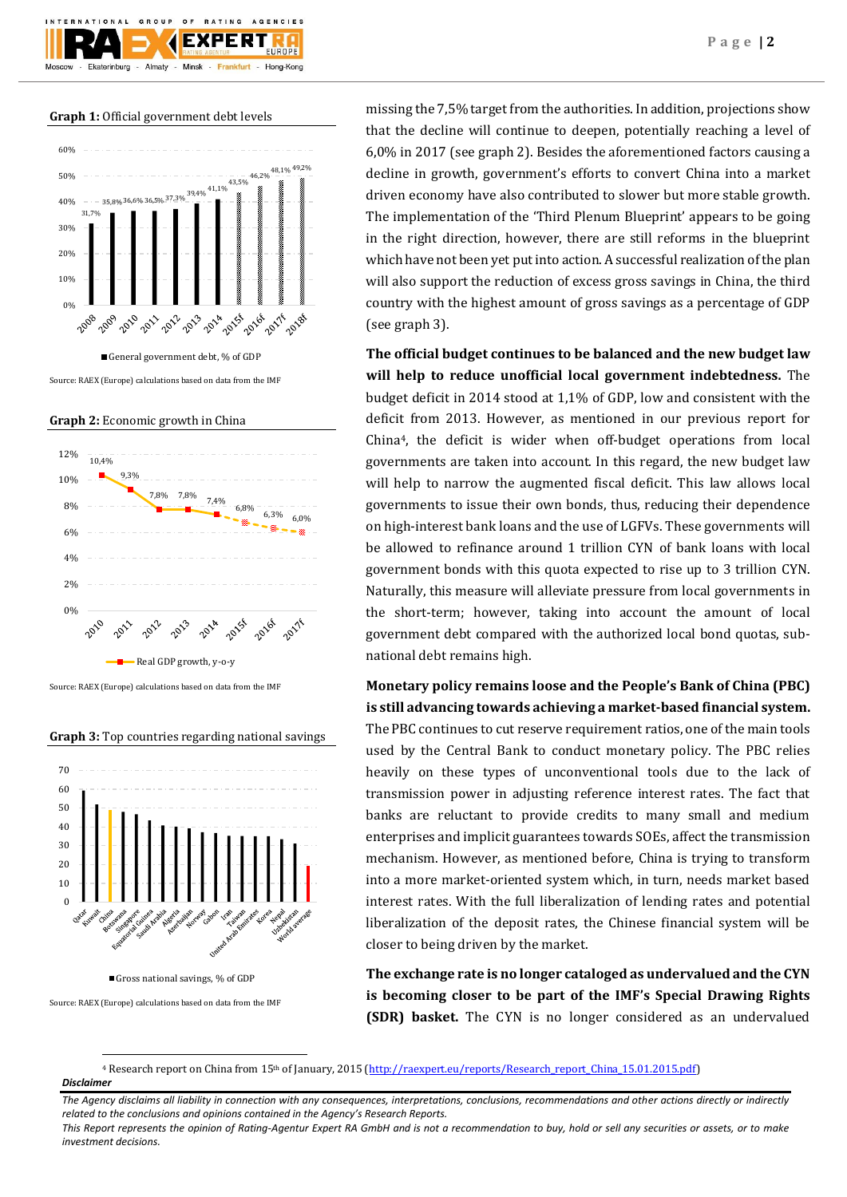**Graph 1:** Official government debt levels

| Year | General government debt, % of GDP |
|---|---|
| 2008 | 31,7% |
| 2009 | 35,8% |
| 2010 | 36,6% |
| 2011 | 36,5% |
| 2012 | 37,3% |
| 2013 | 39,4% |
| 2014 | 41,1% |
| 2015f | 43,5% |
| 2016f | 46,2% |
| 2017f | 48,1% |
| 2018f | 49,2% |

Source: RAEX (Europe) calculations based on data from the IMF

**Graph 2:** Economic growth in China

| Year | Real GDP growth, y-o-y |
|---|---|
| 2010 | 10,4% |
| 2011 | 9,3% |
| 2012 | 7,8% |
| 2013 | 7,8% |
| 2014 | 7,4% |
| 2015f | 6,8% |
| 2016f | 6,3% |
| 2017f | 6,0% |

Source: RAEX (Europe) calculations based on data from the IMF

**Graph 3:** Top countries regarding national savings

Gross national savings, % of GDP: Qatar, Kuwait, China, Botswana, Singapore, Equatorial Guinea, Saudi Arabia, Algeria, Azerbaijan, Norway, Gabon, Iran, Taiwan, United Arab Emirates, Korea, Nepal, Uzbekistan, World average

Source: RAEX (Europe) calculations based on data from the IMF

missing the 7,5% target from the authorities. In addition, projections show that the decline will continue to deepen, potentially reaching a level of 6,0% in 2017 (see graph 2). Besides the aforementioned factors causing a decline in growth, government's efforts to convert China into a market driven economy have also contributed to slower but more stable growth. The implementation of the 'Third Plenum Blueprint' appears to be going in the right direction, however, there are still reforms in the blueprint which have not been yet put into action. A successful realization of the plan will also support the reduction of excess gross savings in China, the third country with the highest amount of gross savings as a percentage of GDP (see graph 3).

**The official budget continues to be balanced and the new budget law will help to reduce unofficial local government indebtedness.** The budget deficit in 2014 stood at 1,1% of GDP, low and consistent with the deficit from 2013. However, as mentioned in our previous report for China[4], the deficit is wider when off-budget operations from local governments are taken into account. In this regard, the new budget law will help to narrow the augmented fiscal deficit. This law allows local governments to issue their own bonds, thus, reducing their dependence on high-interest bank loans and the use of LGFVs. These governments will be allowed to refinance around 1 trillion CYN of bank loans with local government bonds with this quota expected to rise up to 3 trillion CYN. Naturally, this measure will alleviate pressure from local governments in the short-term; however, taking into account the amount of local government debt compared with the authorized local bond quotas, sub-national debt remains high.

**Monetary policy remains loose and the People's Bank of China (PBC) is still advancing towards achieving a market-based financial system.** The PBC continues to cut reserve requirement ratios, one of the main tools used by the Central Bank to conduct monetary policy. The PBC relies heavily on these types of unconventional tools due to the lack of transmission power in adjusting reference interest rates. The fact that banks are reluctant to provide credits to many small and medium enterprises and implicit guarantees towards SOEs, affect the transmission mechanism. However, as mentioned before, China is trying to transform into a more market-oriented system which, in turn, needs market based interest rates. With the full liberalization of lending rates and potential liberalization of the deposit rates, the Chinese financial system will be closer to being driven by the market.

**The exchange rate is no longer cataloged as undervalued and the CYN is becoming closer to be part of the IMF's Special Drawing Rights (SDR) basket.** The CYN is no longer considered as an undervalued

[4] Research report on China from 15th of January, 2015 (http://raexpert.eu/reports/Research_report_China_15.01.2015.pdf)

***Disclaimer***

*The Agency disclaims all liability in connection with any consequences, interpretations, conclusions, recommendations and other actions directly or indirectly related to the conclusions and opinions contained in the Agency's Research Reports.*

*This Report represents the opinion of Rating-Agentur Expert RA GmbH and is not a recommendation to buy, hold or sell any securities or assets, or to make investment decisions.*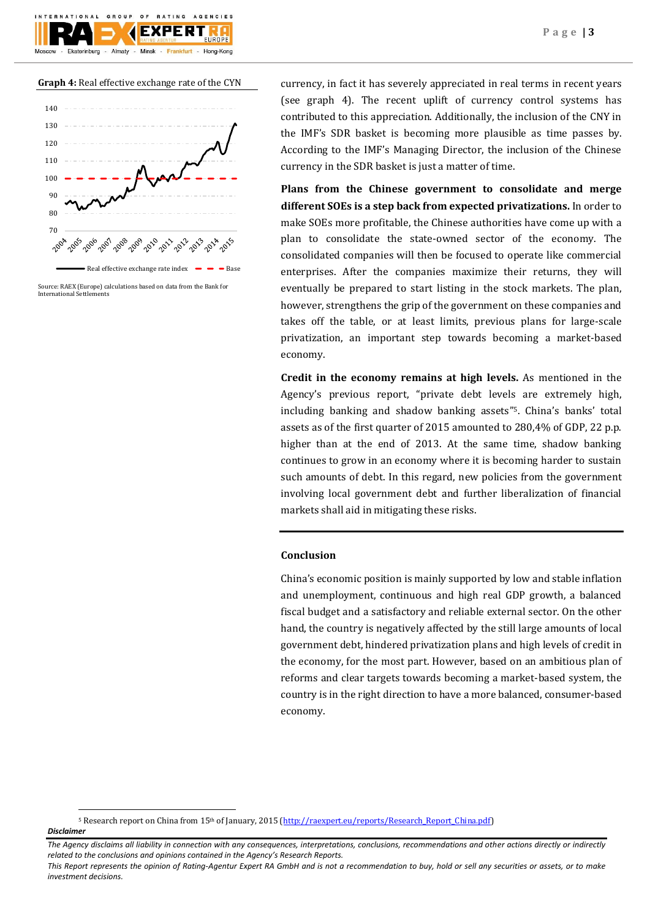**Graph 4:** Real effective exchange rate of the CYN

140
130
120
110
100
90
80
70

2004 2005 2006 2007 2008 2009 2010 2011 2012 2013 2014 2015

Real effective exchange rate index — Base

Source: RAEX (Europe) calculations based on data from the Bank for International Settlements

currency, in fact it has severely appreciated in real terms in recent years (see graph 4). The recent uplift of currency control systems has contributed to this appreciation. Additionally, the inclusion of the CNY in the IMF's SDR basket is becoming more plausible as time passes by. According to the IMF's Managing Director, the inclusion of the Chinese currency in the SDR basket is just a matter of time.

**Plans from the Chinese government to consolidate and merge different SOEs is a step back from expected privatizations.** In order to make SOEs more profitable, the Chinese authorities have come up with a plan to consolidate the state-owned sector of the economy. The consolidated companies will then be focused to operate like commercial enterprises. After the companies maximize their returns, they will eventually be prepared to start listing in the stock markets. The plan, however, strengthens the grip of the government on these companies and takes off the table, or at least limits, previous plans for large-scale privatization, an important step towards becoming a market-based economy.

**Credit in the economy remains at high levels.** As mentioned in the Agency's previous report, "private debt levels are extremely high, including banking and shadow banking assets"[5]. China's banks' total assets as of the first quarter of 2015 amounted to 280,4% of GDP, 22 p.p. higher than at the end of 2013. At the same time, shadow banking continues to grow in an economy where it is becoming harder to sustain such amounts of debt. In this regard, new policies from the government involving local government debt and further liberalization of financial markets shall aid in mitigating these risks.

## Conclusion

China's economic position is mainly supported by low and stable inflation and unemployment, continuous and high real GDP growth, a balanced fiscal budget and a satisfactory and reliable external sector. On the other hand, the country is negatively affected by the still large amounts of local government debt, hindered privatization plans and high levels of credit in the economy, for the most part. However, based on an ambitious plan of reforms and clear targets towards becoming a market-based system, the country is in the right direction to have a more balanced, consumer-based economy.

[5] Research report on China from 15th of January, 2015 (http://raexpert.eu/reports/Research_Report_China.pdf)

***Disclaimer***

*The Agency disclaims all liability in connection with any consequences, interpretations, conclusions, recommendations and other actions directly or indirectly related to the conclusions and opinions contained in the Agency's Research Reports.*

*This Report represents the opinion of Rating-Agentur Expert RA GmbH and is not a recommendation to buy, hold or sell any securities or assets, or to make investment decisions.*